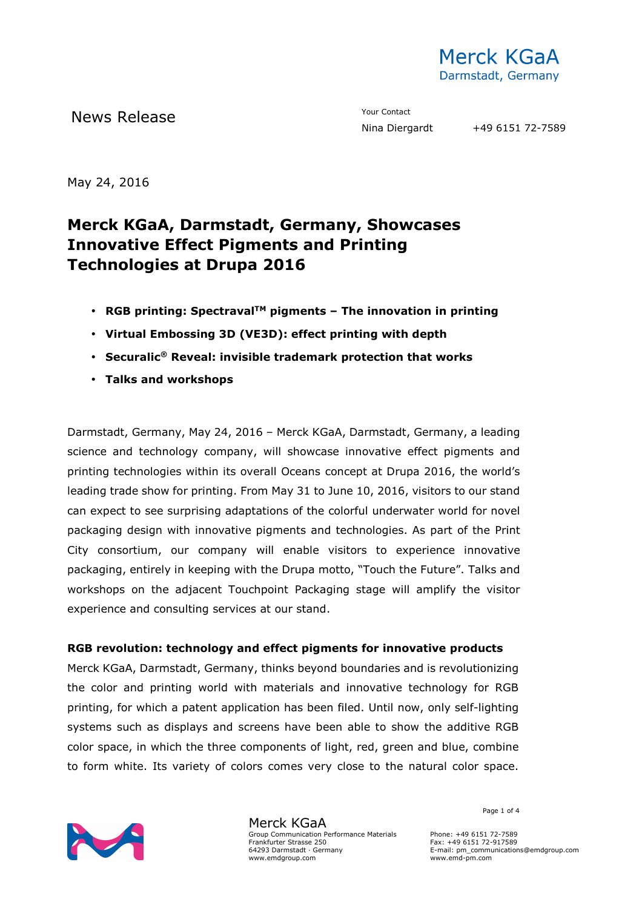Merck KGaA
Darmstadt, Germany

News Release

Your Contact
Nina Diergardt +49 6151 72-7589

May 24, 2016

# Merck KGaA, Darmstadt, Germany, Showcases Innovative Effect Pigments and Printing Technologies at Drupa 2016

- **RGB printing: Spectraval™ pigments – The innovation in printing**
- **Virtual Embossing 3D (VE3D): effect printing with depth**
- **Securalic® Reveal: invisible trademark protection that works**
- **Talks and workshops**

Darmstadt, Germany, May 24, 2016 – Merck KGaA, Darmstadt, Germany, a leading science and technology company, will showcase innovative effect pigments and printing technologies within its overall Oceans concept at Drupa 2016, the world's leading trade show for printing. From May 31 to June 10, 2016, visitors to our stand can expect to see surprising adaptations of the colorful underwater world for novel packaging design with innovative pigments and technologies. As part of the Print City consortium, our company will enable visitors to experience innovative packaging, entirely in keeping with the Drupa motto, "Touch the Future". Talks and workshops on the adjacent Touchpoint Packaging stage will amplify the visitor experience and consulting services at our stand.

**RGB revolution: technology and effect pigments for innovative products**

Merck KGaA, Darmstadt, Germany, thinks beyond boundaries and is revolutionizing the color and printing world with materials and innovative technology for RGB printing, for which a patent application has been filed. Until now, only self-lighting systems such as displays and screens have been able to show the additive RGB color space, in which the three components of light, red, green and blue, combine to form white. Its variety of colors comes very close to the natural color space.

Merck KGaA
Group Communication Performance Materials
Frankfurter Strasse 250
64293 Darmstadt · Germany
www.emdgroup.com

Phone: +49 6151 72-7589
Fax: +49 6151 72-917589
E-mail: pm_communications@emdgroup.com
www.emd-pm.com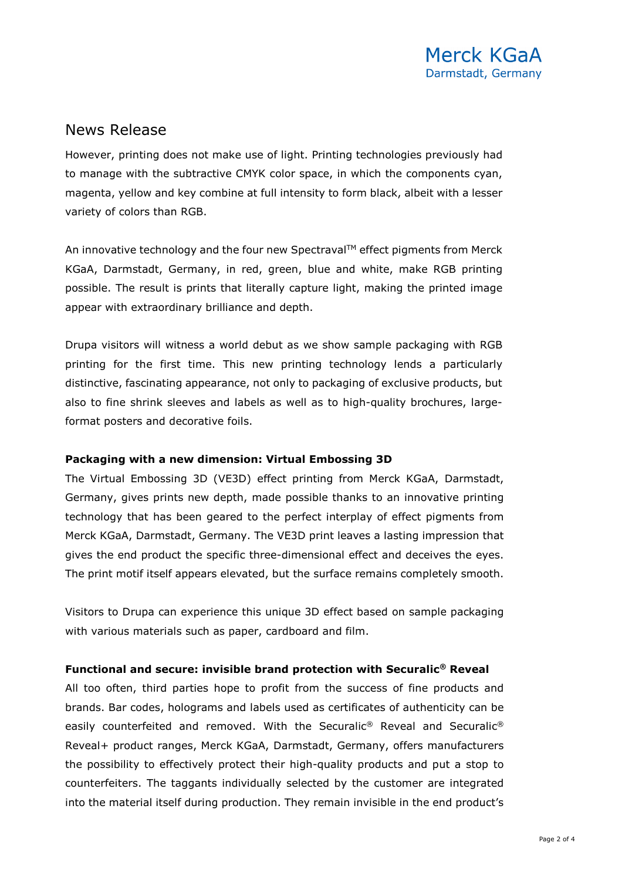News Release

However, printing does not make use of light. Printing technologies previously had to manage with the subtractive CMYK color space, in which the components cyan, magenta, yellow and key combine at full intensity to form black, albeit with a lesser variety of colors than RGB.

An innovative technology and the four new Spectraval™ effect pigments from Merck KGaA, Darmstadt, Germany, in red, green, blue and white, make RGB printing possible. The result is prints that literally capture light, making the printed image appear with extraordinary brilliance and depth.

Drupa visitors will witness a world debut as we show sample packaging with RGB printing for the first time. This new printing technology lends a particularly distinctive, fascinating appearance, not only to packaging of exclusive products, but also to fine shrink sleeves and labels as well as to high-quality brochures, large-format posters and decorative foils.

**Packaging with a new dimension: Virtual Embossing 3D**

The Virtual Embossing 3D (VE3D) effect printing from Merck KGaA, Darmstadt, Germany, gives prints new depth, made possible thanks to an innovative printing technology that has been geared to the perfect interplay of effect pigments from Merck KGaA, Darmstadt, Germany. The VE3D print leaves a lasting impression that gives the end product the specific three-dimensional effect and deceives the eyes. The print motif itself appears elevated, but the surface remains completely smooth.

Visitors to Drupa can experience this unique 3D effect based on sample packaging with various materials such as paper, cardboard and film.

**Functional and secure: invisible brand protection with Securalic® Reveal**

All too often, third parties hope to profit from the success of fine products and brands. Bar codes, holograms and labels used as certificates of authenticity can be easily counterfeited and removed. With the Securalic® Reveal and Securalic® Reveal+ product ranges, Merck KGaA, Darmstadt, Germany, offers manufacturers the possibility to effectively protect their high-quality products and put a stop to counterfeiters. The taggants individually selected by the customer are integrated into the material itself during production. They remain invisible in the end product's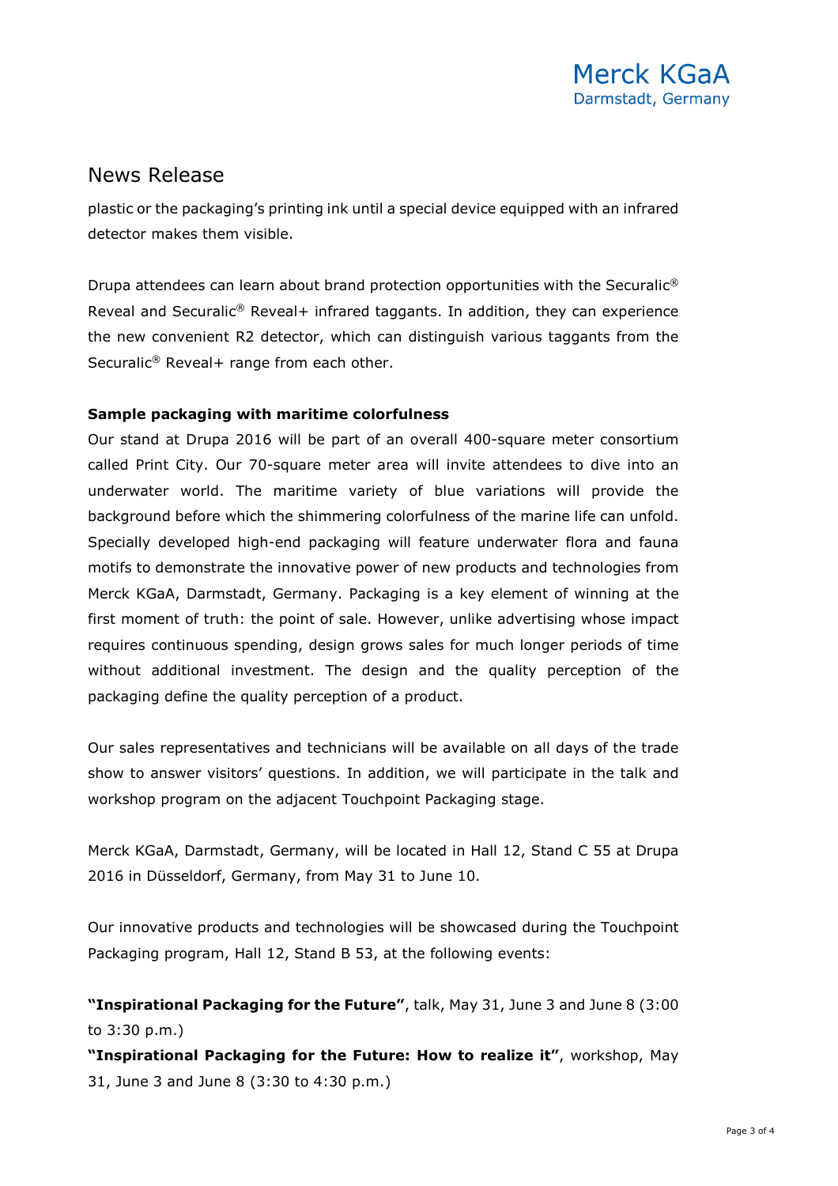plastic or the packaging's printing ink until a special device equipped with an infrared detector makes them visible.

Drupa attendees can learn about brand protection opportunities with the Securalic® Reveal and Securalic® Reveal+ infrared taggants. In addition, they can experience the new convenient R2 detector, which can distinguish various taggants from the Securalic® Reveal+ range from each other.

**Sample packaging with maritime colorfulness**

Our stand at Drupa 2016 will be part of an overall 400-square meter consortium called Print City. Our 70-square meter area will invite attendees to dive into an underwater world. The maritime variety of blue variations will provide the background before which the shimmering colorfulness of the marine life can unfold. Specially developed high-end packaging will feature underwater flora and fauna motifs to demonstrate the innovative power of new products and technologies from Merck KGaA, Darmstadt, Germany. Packaging is a key element of winning at the first moment of truth: the point of sale. However, unlike advertising whose impact requires continuous spending, design grows sales for much longer periods of time without additional investment. The design and the quality perception of the packaging define the quality perception of a product.

Our sales representatives and technicians will be available on all days of the trade show to answer visitors' questions. In addition, we will participate in the talk and workshop program on the adjacent Touchpoint Packaging stage.

Merck KGaA, Darmstadt, Germany, will be located in Hall 12, Stand C 55 at Drupa 2016 in Düsseldorf, Germany, from May 31 to June 10.

Our innovative products and technologies will be showcased during the Touchpoint Packaging program, Hall 12, Stand B 53, at the following events:

**"Inspirational Packaging for the Future"**, talk, May 31, June 3 and June 8 (3:00 to 3:30 p.m.)
**"Inspirational Packaging for the Future: How to realize it"**, workshop, May 31, June 3 and June 8 (3:30 to 4:30 p.m.)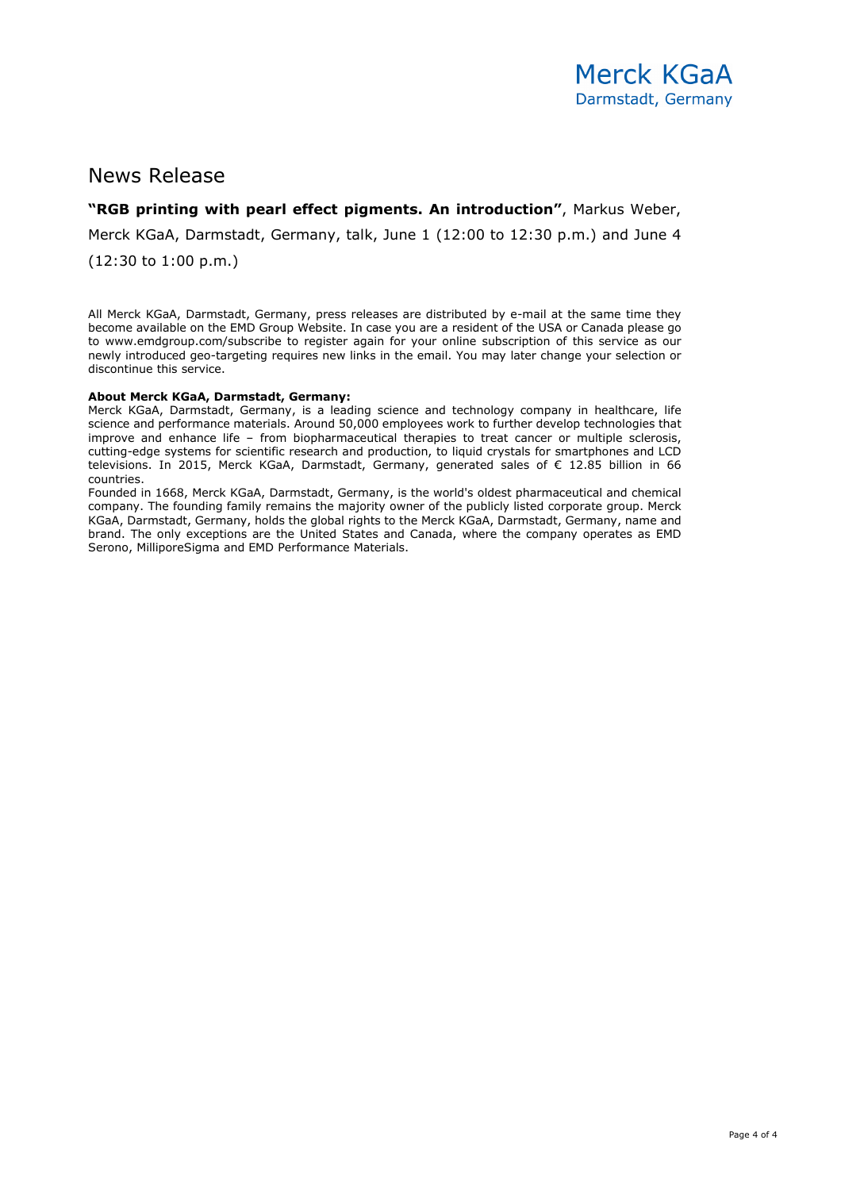Merck KGaA
Darmstadt, Germany

# News Release

**"RGB printing with pearl effect pigments. An introduction"**, Markus Weber, Merck KGaA, Darmstadt, Germany, talk, June 1 (12:00 to 12:30 p.m.) and June 4 (12:30 to 1:00 p.m.)

All Merck KGaA, Darmstadt, Germany, press releases are distributed by e-mail at the same time they become available on the EMD Group Website. In case you are a resident of the USA or Canada please go to www.emdgroup.com/subscribe to register again for your online subscription of this service as our newly introduced geo-targeting requires new links in the email. You may later change your selection or discontinue this service.

**About Merck KGaA, Darmstadt, Germany:**
Merck KGaA, Darmstadt, Germany, is a leading science and technology company in healthcare, life science and performance materials. Around 50,000 employees work to further develop technologies that improve and enhance life – from biopharmaceutical therapies to treat cancer or multiple sclerosis, cutting-edge systems for scientific research and production, to liquid crystals for smartphones and LCD televisions. In 2015, Merck KGaA, Darmstadt, Germany, generated sales of € 12.85 billion in 66 countries.
Founded in 1668, Merck KGaA, Darmstadt, Germany, is the world's oldest pharmaceutical and chemical company. The founding family remains the majority owner of the publicly listed corporate group. Merck KGaA, Darmstadt, Germany, holds the global rights to the Merck KGaA, Darmstadt, Germany, name and brand. The only exceptions are the United States and Canada, where the company operates as EMD Serono, MilliporeSigma and EMD Performance Materials.